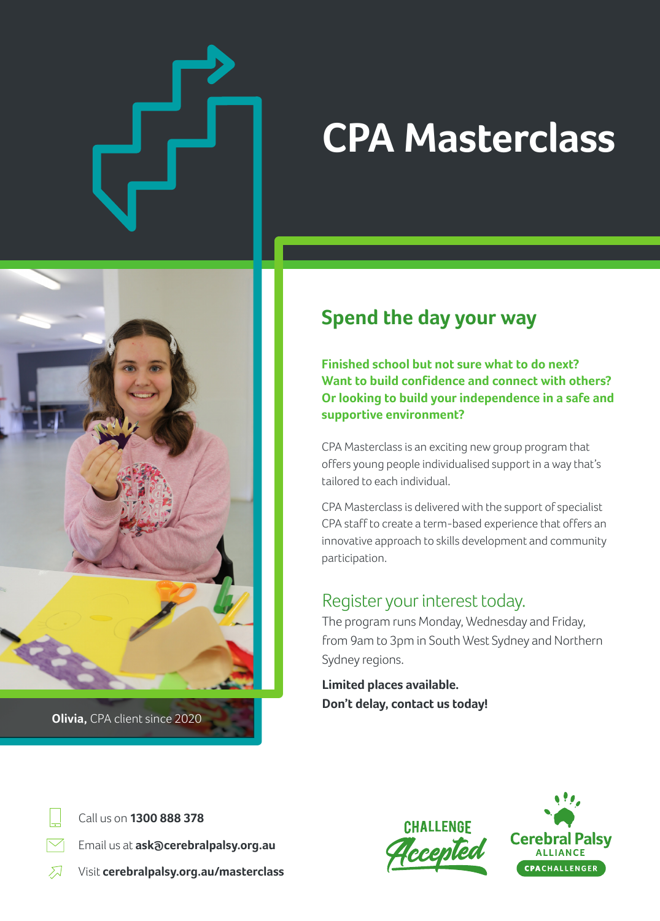# CPA Masterclass

Olivia, CPA client since 2020

## Spend the day your way

**Finished school but not sure what to do next? Want to build confidence and connect with others? Or looking to build your independence in a safe and supportive environment?**

CPA Masterclass is an exciting new group program that offers young people individualised support in a way that's tailored to each individual.

CPA Masterclass is delivered with the support of specialist CPA staff to create a term-based experience that offers an innovative approach to skills development and community participation.

### Register your interest today.

The program runs Monday, Wednesday and Friday, from 9am to 3pm in South West Sydney and Northern Sydney regions.

**Limited places available.**
**Don't delay, contact us today!**

Call us on **1300 888 378**

Email us at **ask@cerebralpalsy.org.au**

Visit **cerebralpalsy.org.au/masterclass**

CHALLENGE Accepted

Cerebral Palsy ALLIANCE CPACHALLENGER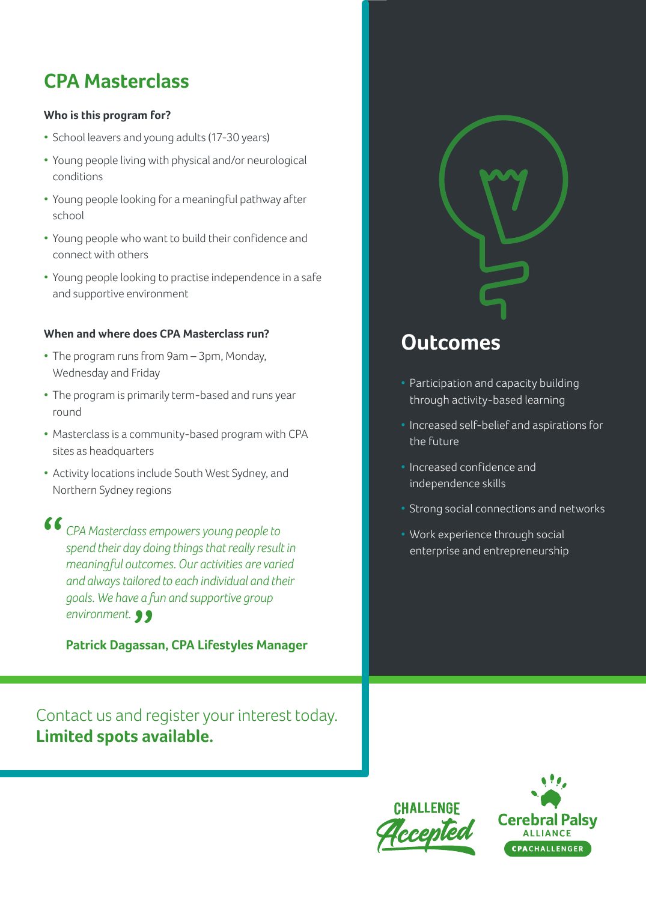## CPA Masterclass

**Who is this program for?**

- School leavers and young adults (17-30 years)
- Young people living with physical and/or neurological conditions
- Young people looking for a meaningful pathway after school
- Young people who want to build their confidence and connect with others
- Young people looking to practise independence in a safe and supportive environment

**When and where does CPA Masterclass run?**

- The program runs from 9am – 3pm, Monday, Wednesday and Friday
- The program is primarily term-based and runs year round
- Masterclass is a community-based program with CPA sites as headquarters
- Activity locations include South West Sydney, and Northern Sydney regions

> *"CPA Masterclass empowers young people to spend their day doing things that really result in meaningful outcomes. Our activities are varied and always tailored to each individual and their goals. We have a fun and supportive group environment."*
>
> **Patrick Dagassan, CPA Lifestyles Manager**

## Outcomes

- Participation and capacity building through activity-based learning
- Increased self-belief and aspirations for the future
- Increased confidence and independence skills
- Strong social connections and networks
- Work experience through social enterprise and entrepreneurship

Contact us and register your interest today.
**Limited spots available.**

CHALLENGE Accepted

Cerebral Palsy ALLIANCE

CPACHALLENGER